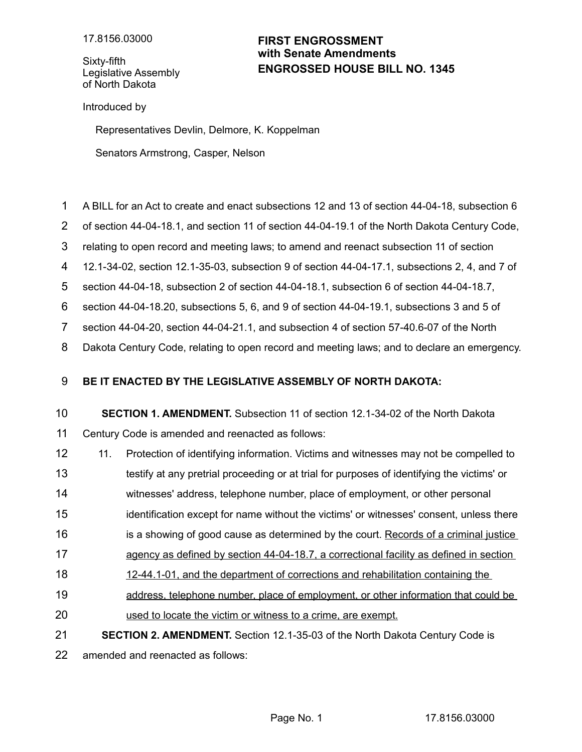17.8156.03000

Sixty-fifth
Legislative Assembly
of North Dakota

**FIRST ENGROSSMENT**
**with Senate Amendments**
**ENGROSSED HOUSE BILL NO. 1345**

Introduced by

Representatives Devlin, Delmore, K. Koppelman

Senators Armstrong, Casper, Nelson

A BILL for an Act to create and enact subsections 12 and 13 of section 44-04-18, subsection 6 of section 44-04-18.1, and section 11 of section 44-04-19.1 of the North Dakota Century Code, relating to open record and meeting laws; to amend and reenact subsection 11 of section 12.1-34-02, section 12.1-35-03, subsection 9 of section 44-04-17.1, subsections 2, 4, and 7 of section 44-04-18, subsection 2 of section 44-04-18.1, subsection 6 of section 44-04-18.7, section 44-04-18.20, subsections 5, 6, and 9 of section 44-04-19.1, subsections 3 and 5 of section 44-04-20, section 44-04-21.1, and subsection 4 of section 57-40.6-07 of the North Dakota Century Code, relating to open record and meeting laws; and to declare an emergency.

**BE IT ENACTED BY THE LEGISLATIVE ASSEMBLY OF NORTH DAKOTA:**

**SECTION 1. AMENDMENT.** Subsection 11 of section 12.1-34-02 of the North Dakota Century Code is amended and reenacted as follows:

11. Protection of identifying information. Victims and witnesses may not be compelled to testify at any pretrial proceeding or at trial for purposes of identifying the victims' or witnesses' address, telephone number, place of employment, or other personal identification except for name without the victims' or witnesses' consent, unless there is a showing of good cause as determined by the court. <u>Records of a criminal justice agency as defined by section 44-04-18.7, a correctional facility as defined in section 12-44.1-01, and the department of corrections and rehabilitation containing the address, telephone number, place of employment, or other information that could be used to locate the victim or witness to a crime, are exempt.</u>

**SECTION 2. AMENDMENT.** Section 12.1-35-03 of the North Dakota Century Code is amended and reenacted as follows: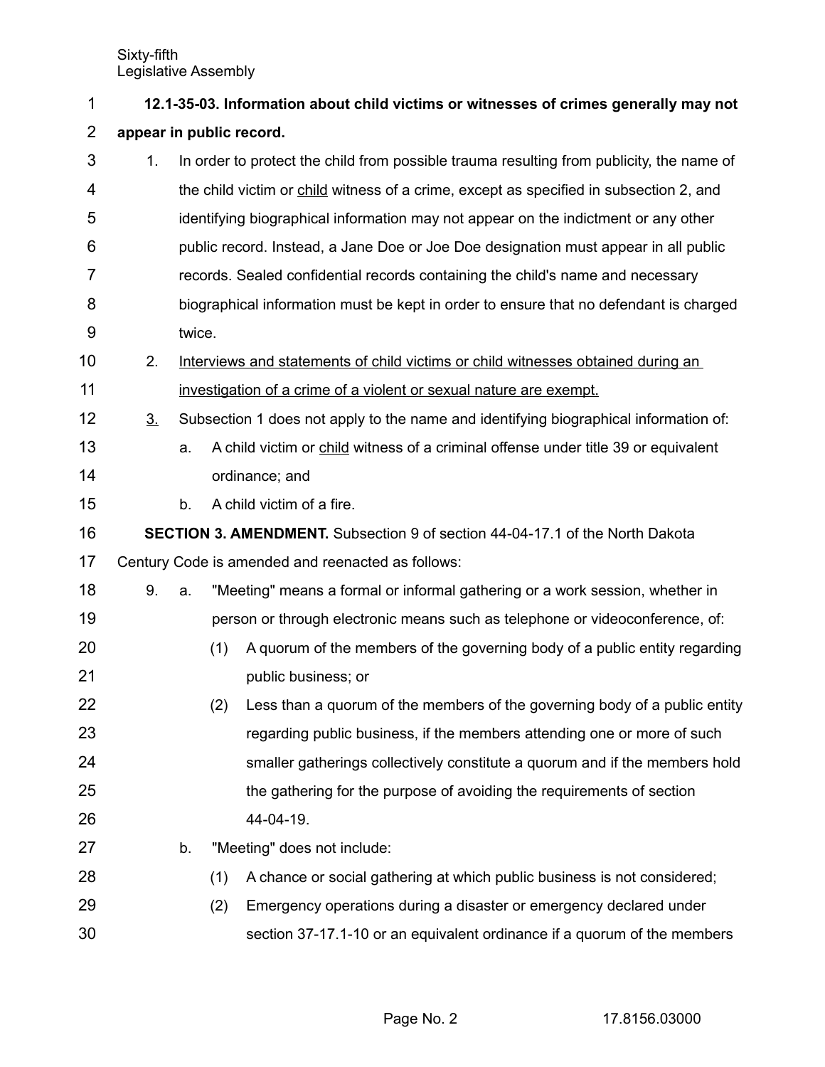**12.1-35-03. Information about child victims or witnesses of crimes generally may not appear in public record.**

1. In order to protect the child from possible trauma resulting from publicity, the name of the child victim or child witness of a crime, except as specified in subsection 2, and identifying biographical information may not appear on the indictment or any other public record. Instead, a Jane Doe or Joe Doe designation must appear in all public records. Sealed confidential records containing the child's name and necessary biographical information must be kept in order to ensure that no defendant is charged twice.
2. Interviews and statements of child victims or child witnesses obtained during an investigation of a crime of a violent or sexual nature are exempt.
3. Subsection 1 does not apply to the name and identifying biographical information of:
   a. A child victim or child witness of a criminal offense under title 39 or equivalent ordinance; and
   b. A child victim of a fire.

**SECTION 3. AMENDMENT.** Subsection 9 of section 44-04-17.1 of the North Dakota Century Code is amended and reenacted as follows:

9. a. "Meeting" means a formal or informal gathering or a work session, whether in person or through electronic means such as telephone or videoconference, of:
      (1) A quorum of the members of the governing body of a public entity regarding public business; or
      (2) Less than a quorum of the members of the governing body of a public entity regarding public business, if the members attending one or more of such smaller gatherings collectively constitute a quorum and if the members hold the gathering for the purpose of avoiding the requirements of section 44-04-19.

   b. "Meeting" does not include:
      (1) A chance or social gathering at which public business is not considered;
      (2) Emergency operations during a disaster or emergency declared under section 37-17.1-10 or an equivalent ordinance if a quorum of the members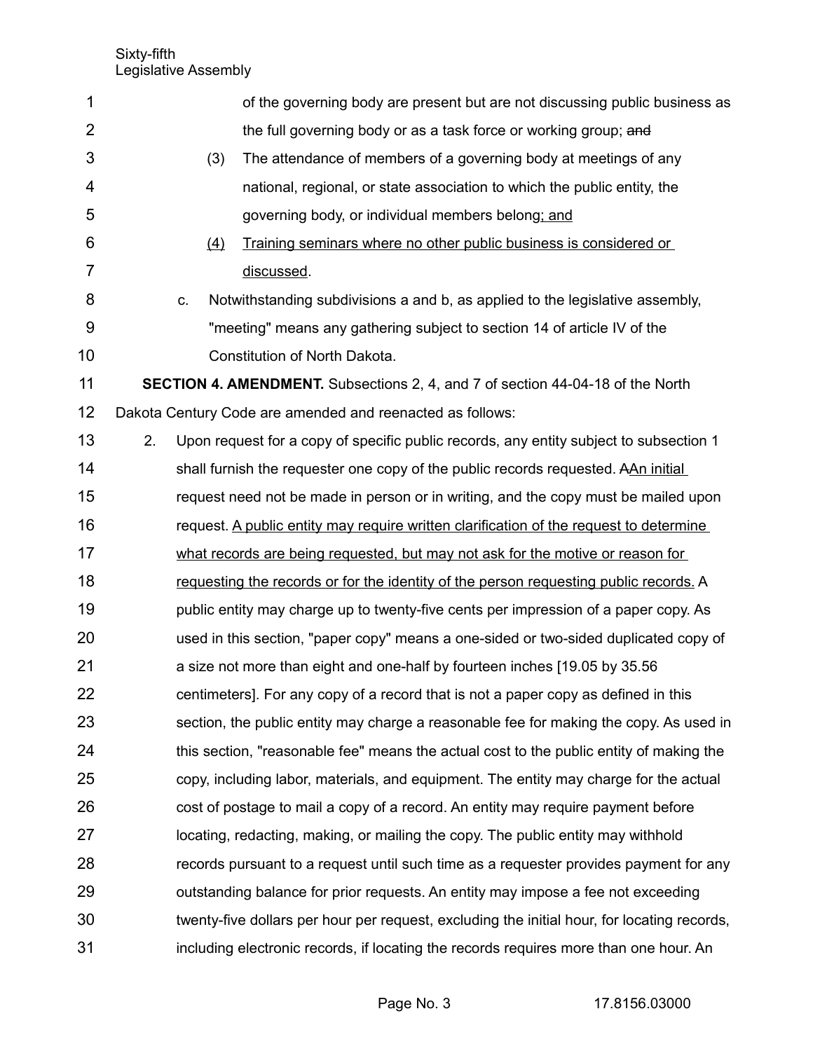of the governing body are present but are not discussing public business as the full governing body or as a task force or working group; ~~and~~

(3) The attendance of members of a governing body at meetings of any national, regional, or state association to which the public entity, the governing body, or individual members belong; and

(4) Training seminars where no other public business is considered or discussed.

c. Notwithstanding subdivisions a and b, as applied to the legislative assembly, "meeting" means any gathering subject to section 14 of article IV of the Constitution of North Dakota.

**SECTION 4. AMENDMENT.** Subsections 2, 4, and 7 of section 44-04-18 of the North Dakota Century Code are amended and reenacted as follows:

2. Upon request for a copy of specific public records, any entity subject to subsection 1 shall furnish the requester one copy of the public records requested. ~~A~~An initial request need not be made in person or in writing, and the copy must be mailed upon request. A public entity may require written clarification of the request to determine what records are being requested, but may not ask for the motive or reason for requesting the records or for the identity of the person requesting public records. A public entity may charge up to twenty-five cents per impression of a paper copy. As used in this section, "paper copy" means a one-sided or two-sided duplicated copy of a size not more than eight and one-half by fourteen inches [19.05 by 35.56 centimeters]. For any copy of a record that is not a paper copy as defined in this section, the public entity may charge a reasonable fee for making the copy. As used in this section, "reasonable fee" means the actual cost to the public entity of making the copy, including labor, materials, and equipment. The entity may charge for the actual cost of postage to mail a copy of a record. An entity may require payment before locating, redacting, making, or mailing the copy. The public entity may withhold records pursuant to a request until such time as a requester provides payment for any outstanding balance for prior requests. An entity may impose a fee not exceeding twenty-five dollars per hour per request, excluding the initial hour, for locating records, including electronic records, if locating the records requires more than one hour. An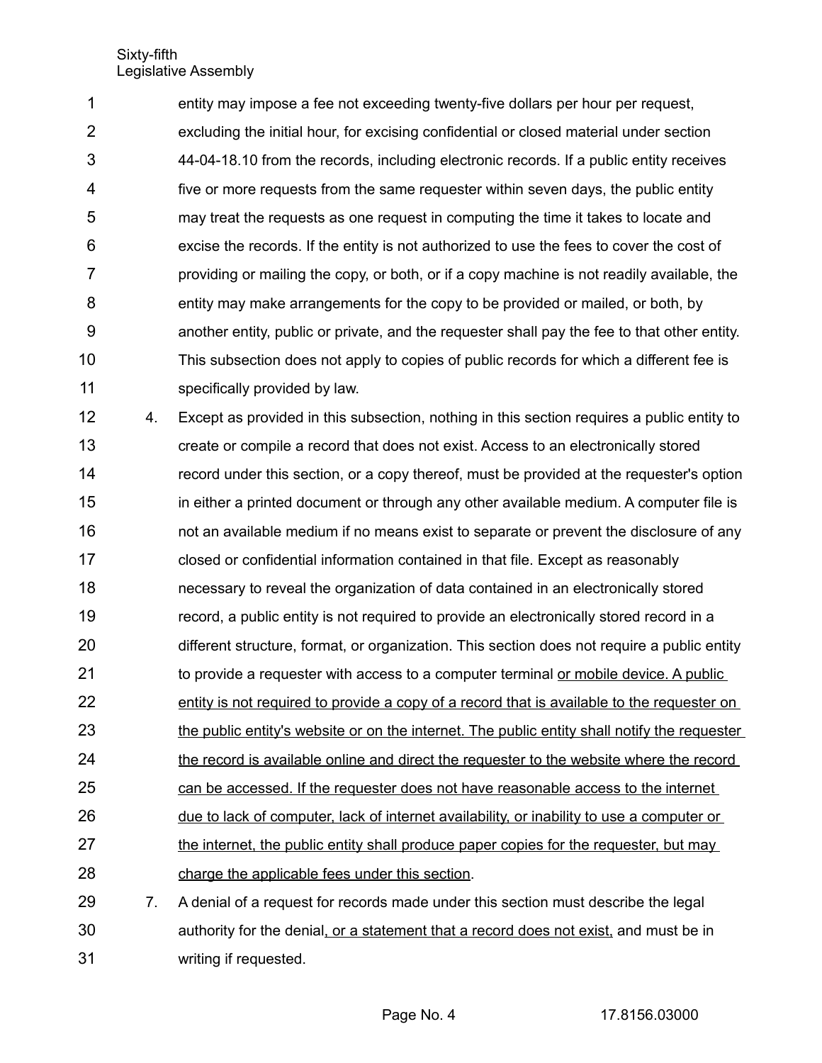entity may impose a fee not exceeding twenty-five dollars per hour per request, excluding the initial hour, for excising confidential or closed material under section 44-04-18.10 from the records, including electronic records. If a public entity receives five or more requests from the same requester within seven days, the public entity may treat the requests as one request in computing the time it takes to locate and excise the records. If the entity is not authorized to use the fees to cover the cost of providing or mailing the copy, or both, or if a copy machine is not readily available, the entity may make arrangements for the copy to be provided or mailed, or both, by another entity, public or private, and the requester shall pay the fee to that other entity. This subsection does not apply to copies of public records for which a different fee is specifically provided by law.

4. Except as provided in this subsection, nothing in this section requires a public entity to create or compile a record that does not exist. Access to an electronically stored record under this section, or a copy thereof, must be provided at the requester's option in either a printed document or through any other available medium. A computer file is not an available medium if no means exist to separate or prevent the disclosure of any closed or confidential information contained in that file. Except as reasonably necessary to reveal the organization of data contained in an electronically stored record, a public entity is not required to provide an electronically stored record in a different structure, format, or organization. This section does not require a public entity to provide a requester with access to a computer terminal <u>or mobile device. A public entity is not required to provide a copy of a record that is available to the requester on the public entity's website or on the internet. The public entity shall notify the requester the record is available online and direct the requester to the website where the record can be accessed. If the requester does not have reasonable access to the internet due to lack of computer, lack of internet availability, or inability to use a computer or the internet, the public entity shall produce paper copies for the requester, but may charge the applicable fees under this section</u>.

7. A denial of a request for records made under this section must describe the legal authority for the denial<u>, or a statement that a record does not exist,</u> and must be in writing if requested.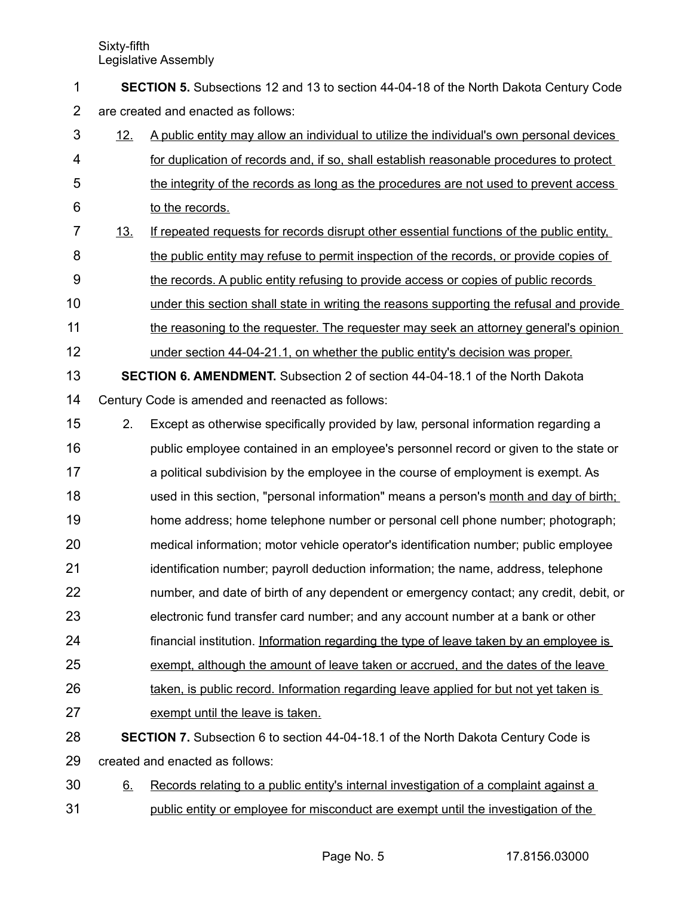**SECTION 5.** Subsections 12 and 13 to section 44-04-18 of the North Dakota Century Code are created and enacted as follows:

12. A public entity may allow an individual to utilize the individual's own personal devices for duplication of records and, if so, shall establish reasonable procedures to protect the integrity of the records as long as the procedures are not used to prevent access to the records.

13. If repeated requests for records disrupt other essential functions of the public entity, the public entity may refuse to permit inspection of the records, or provide copies of the records. A public entity refusing to provide access or copies of public records under this section shall state in writing the reasons supporting the refusal and provide the reasoning to the requester. The requester may seek an attorney general's opinion under section 44-04-21.1, on whether the public entity's decision was proper.

**SECTION 6. AMENDMENT.** Subsection 2 of section 44-04-18.1 of the North Dakota Century Code is amended and reenacted as follows:

2. Except as otherwise specifically provided by law, personal information regarding a public employee contained in an employee's personnel record or given to the state or a political subdivision by the employee in the course of employment is exempt. As used in this section, "personal information" means a person's month and day of birth; home address; home telephone number or personal cell phone number; photograph; medical information; motor vehicle operator's identification number; public employee identification number; payroll deduction information; the name, address, telephone number, and date of birth of any dependent or emergency contact; any credit, debit, or electronic fund transfer card number; and any account number at a bank or other financial institution. Information regarding the type of leave taken by an employee is exempt, although the amount of leave taken or accrued, and the dates of the leave taken, is public record. Information regarding leave applied for but not yet taken is exempt until the leave is taken.

**SECTION 7.** Subsection 6 to section 44-04-18.1 of the North Dakota Century Code is created and enacted as follows:

6. Records relating to a public entity's internal investigation of a complaint against a public entity or employee for misconduct are exempt until the investigation of the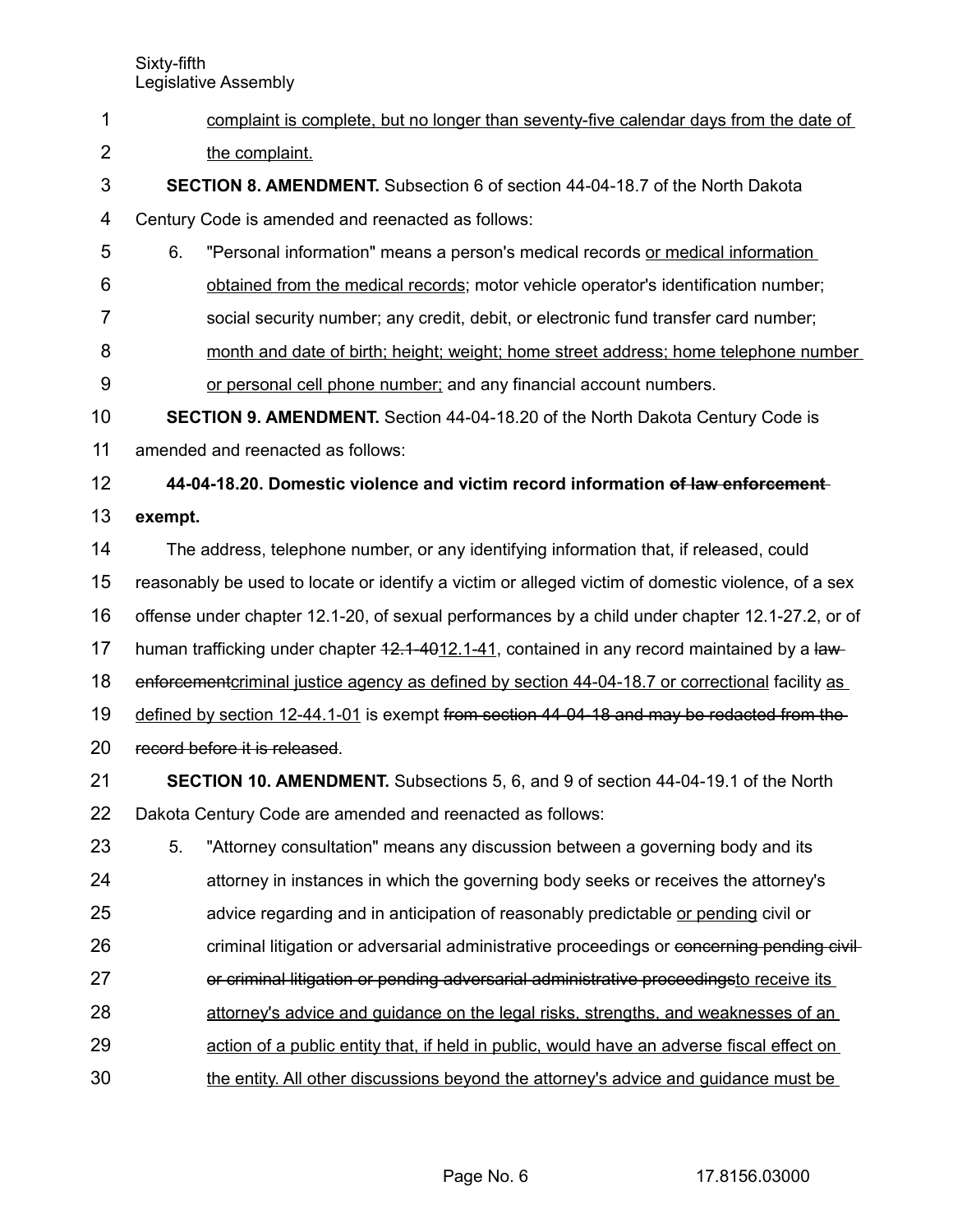complaint is complete, but no longer than seventy-five calendar days from the date of the complaint.

**SECTION 8. AMENDMENT.** Subsection 6 of section 44-04-18.7 of the North Dakota Century Code is amended and reenacted as follows:

6. "Personal information" means a person's medical records <u>or medical information obtained from the medical records</u>; motor vehicle operator's identification number; social security number; any credit, debit, or electronic fund transfer card number; <u>month and date of birth; height; weight; home street address; home telephone number or personal cell phone number;</u> and any financial account numbers.

**SECTION 9. AMENDMENT.** Section 44-04-18.20 of the North Dakota Century Code is amended and reenacted as follows:

**44-04-18.20. Domestic violence and victim record information ~~of law enforcement~~ exempt.**

The address, telephone number, or any identifying information that, if released, could reasonably be used to locate or identify a victim or alleged victim of domestic violence, of a sex offense under chapter 12.1-20, of sexual performances by a child under chapter 12.1-27.2, or of human trafficking under chapter ~~12.1-40~~<u>12.1-41</u>, contained in any record maintained by a ~~law enforcement~~<u>criminal justice agency as defined by section 44-04-18.7 or correctional</u> facility <u>as defined by section 12-44.1-01</u> is exempt ~~from section 44-04-18 and may be redacted from the record before it is released~~.

**SECTION 10. AMENDMENT.** Subsections 5, 6, and 9 of section 44-04-19.1 of the North Dakota Century Code are amended and reenacted as follows:

5. "Attorney consultation" means any discussion between a governing body and its attorney in instances in which the governing body seeks or receives the attorney's advice regarding and in anticipation of reasonably predictable <u>or pending</u> civil or criminal litigation or adversarial administrative proceedings or ~~concerning pending civil or criminal litigation or pending adversarial administrative proceedings~~<u>to receive its attorney's advice and guidance on the legal risks, strengths, and weaknesses of an action of a public entity that, if held in public, would have an adverse fiscal effect on the entity. All other discussions beyond the attorney's advice and guidance must be</u>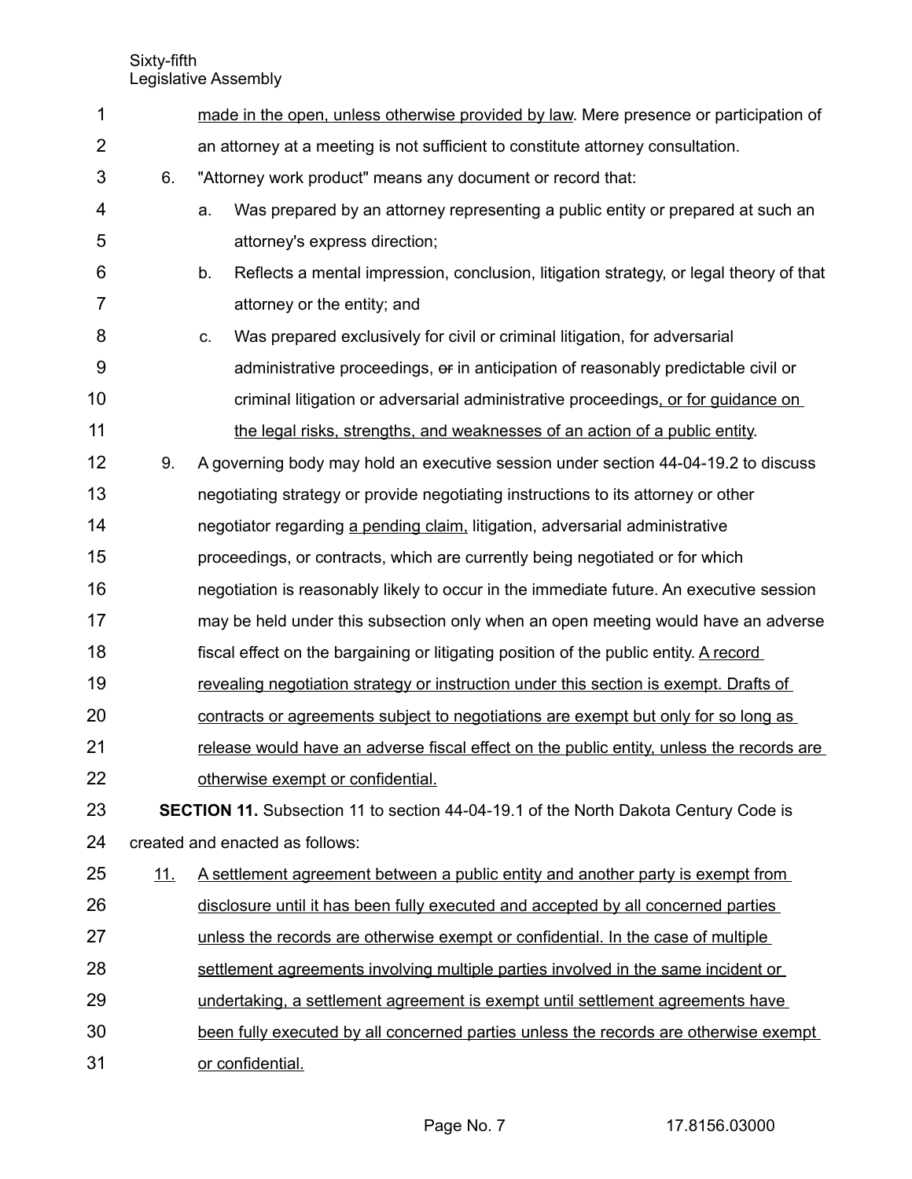made in the open, unless otherwise provided by law. Mere presence or participation of an attorney at a meeting is not sufficient to constitute attorney consultation.

6. "Attorney work product" means any document or record that:

   a. Was prepared by an attorney representing a public entity or prepared at such an attorney's express direction;

   b. Reflects a mental impression, conclusion, litigation strategy, or legal theory of that attorney or the entity; and

   c. Was prepared exclusively for civil or criminal litigation, for adversarial administrative proceedings, ~~or~~ in anticipation of reasonably predictable civil or criminal litigation or adversarial administrative proceedings, or for guidance on the legal risks, strengths, and weaknesses of an action of a public entity.

9. A governing body may hold an executive session under section 44-04-19.2 to discuss negotiating strategy or provide negotiating instructions to its attorney or other negotiator regarding a pending claim, litigation, adversarial administrative proceedings, or contracts, which are currently being negotiated or for which negotiation is reasonably likely to occur in the immediate future. An executive session may be held under this subsection only when an open meeting would have an adverse fiscal effect on the bargaining or litigating position of the public entity. A record revealing negotiation strategy or instruction under this section is exempt. Drafts of contracts or agreements subject to negotiations are exempt but only for so long as release would have an adverse fiscal effect on the public entity, unless the records are otherwise exempt or confidential.

**SECTION 11.** Subsection 11 to section 44-04-19.1 of the North Dakota Century Code is created and enacted as follows:

11. A settlement agreement between a public entity and another party is exempt from disclosure until it has been fully executed and accepted by all concerned parties unless the records are otherwise exempt or confidential. In the case of multiple settlement agreements involving multiple parties involved in the same incident or undertaking, a settlement agreement is exempt until settlement agreements have been fully executed by all concerned parties unless the records are otherwise exempt or confidential.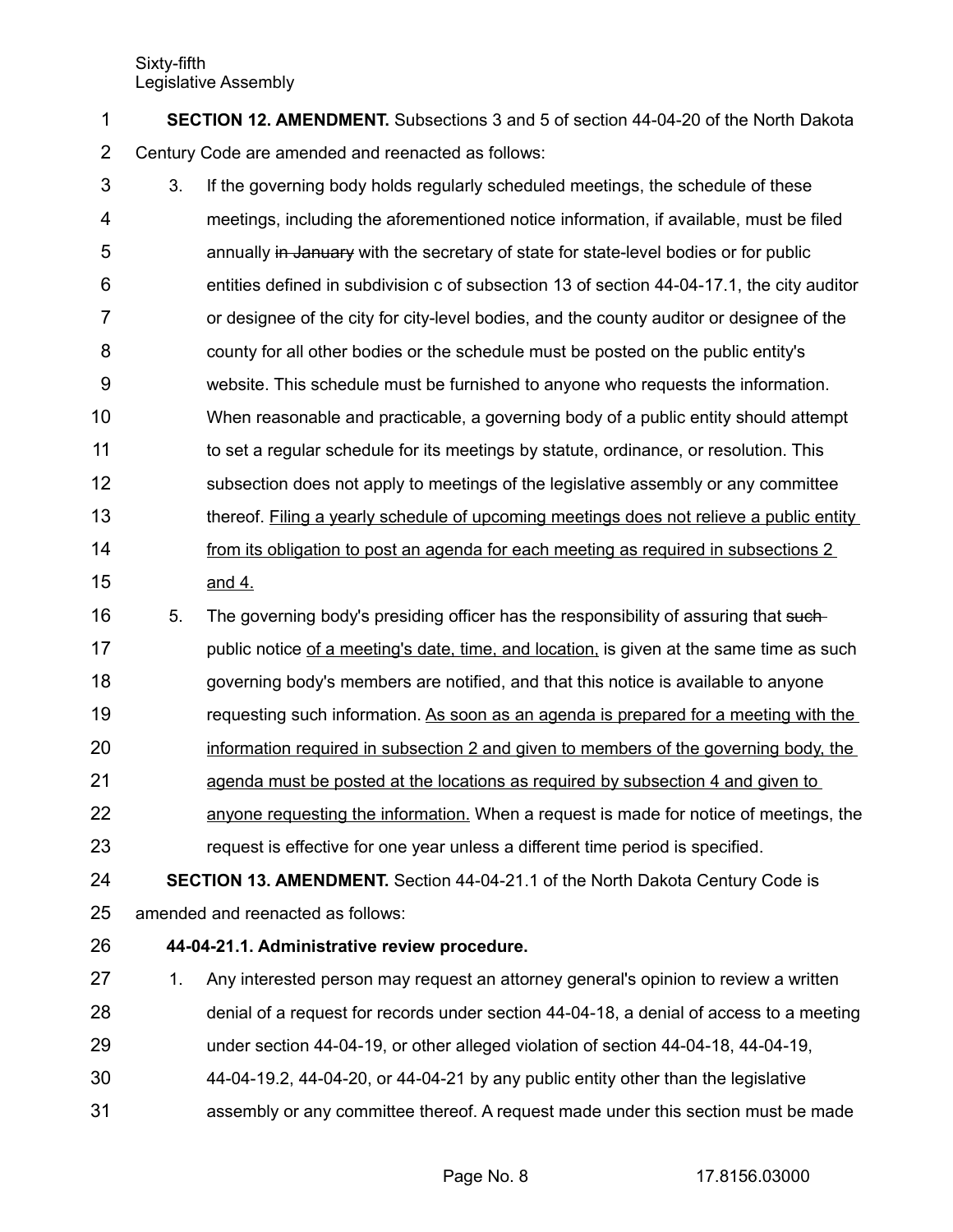**SECTION 12. AMENDMENT.** Subsections 3 and 5 of section 44-04-20 of the North Dakota Century Code are amended and reenacted as follows:

3. If the governing body holds regularly scheduled meetings, the schedule of these meetings, including the aforementioned notice information, if available, must be filed annually ~~in January~~ with the secretary of state for state-level bodies or for public entities defined in subdivision c of subsection 13 of section 44-04-17.1, the city auditor or designee of the city for city-level bodies, and the county auditor or designee of the county for all other bodies or the schedule must be posted on the public entity's website. This schedule must be furnished to anyone who requests the information. When reasonable and practicable, a governing body of a public entity should attempt to set a regular schedule for its meetings by statute, ordinance, or resolution. This subsection does not apply to meetings of the legislative assembly or any committee thereof. <u>Filing a yearly schedule of upcoming meetings does not relieve a public entity from its obligation to post an agenda for each meeting as required in subsections 2 and 4.</u>

5. The governing body's presiding officer has the responsibility of assuring that ~~such~~ public notice <u>of a meeting's date, time, and location,</u> is given at the same time as such governing body's members are notified, and that this notice is available to anyone requesting such information. <u>As soon as an agenda is prepared for a meeting with the information required in subsection 2 and given to members of the governing body, the agenda must be posted at the locations as required by subsection 4 and given to anyone requesting the information.</u> When a request is made for notice of meetings, the request is effective for one year unless a different time period is specified.

**SECTION 13. AMENDMENT.** Section 44-04-21.1 of the North Dakota Century Code is amended and reenacted as follows:

**44-04-21.1. Administrative review procedure.**

1. Any interested person may request an attorney general's opinion to review a written denial of a request for records under section 44-04-18, a denial of access to a meeting under section 44-04-19, or other alleged violation of section 44-04-18, 44-04-19, 44-04-19.2, 44-04-20, or 44-04-21 by any public entity other than the legislative assembly or any committee thereof. A request made under this section must be made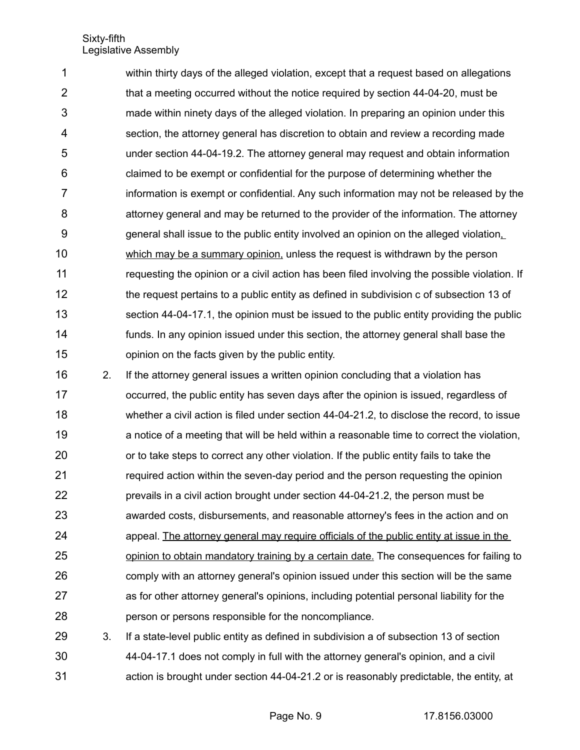within thirty days of the alleged violation, except that a request based on allegations that a meeting occurred without the notice required by section 44-04-20, must be made within ninety days of the alleged violation. In preparing an opinion under this section, the attorney general has discretion to obtain and review a recording made under section 44-04-19.2. The attorney general may request and obtain information claimed to be exempt or confidential for the purpose of determining whether the information is exempt or confidential. Any such information may not be released by the attorney general and may be returned to the provider of the information. The attorney general shall issue to the public entity involved an opinion on the alleged violation<u>, which may be a summary opinion,</u> unless the request is withdrawn by the person requesting the opinion or a civil action has been filed involving the possible violation. If the request pertains to a public entity as defined in subdivision c of subsection 13 of section 44-04-17.1, the opinion must be issued to the public entity providing the public funds. In any opinion issued under this section, the attorney general shall base the opinion on the facts given by the public entity.

2. If the attorney general issues a written opinion concluding that a violation has occurred, the public entity has seven days after the opinion is issued, regardless of whether a civil action is filed under section 44-04-21.2, to disclose the record, to issue a notice of a meeting that will be held within a reasonable time to correct the violation, or to take steps to correct any other violation. If the public entity fails to take the required action within the seven-day period and the person requesting the opinion prevails in a civil action brought under section 44-04-21.2, the person must be awarded costs, disbursements, and reasonable attorney's fees in the action and on appeal. <u>The attorney general may require officials of the public entity at issue in the opinion to obtain mandatory training by a certain date.</u> The consequences for failing to comply with an attorney general's opinion issued under this section will be the same as for other attorney general's opinions, including potential personal liability for the person or persons responsible for the noncompliance.

3. If a state-level public entity as defined in subdivision a of subsection 13 of section 44-04-17.1 does not comply in full with the attorney general's opinion, and a civil action is brought under section 44-04-21.2 or is reasonably predictable, the entity, at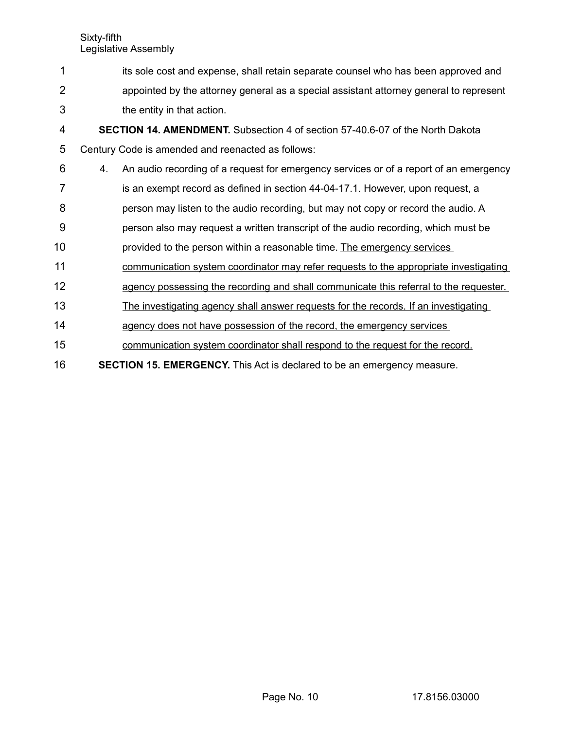its sole cost and expense, shall retain separate counsel who has been approved and appointed by the attorney general as a special assistant attorney general to represent the entity in that action.

**SECTION 14. AMENDMENT.** Subsection 4 of section 57-40.6-07 of the North Dakota Century Code is amended and reenacted as follows:

4. An audio recording of a request for emergency services or of a report of an emergency is an exempt record as defined in section 44-04-17.1. However, upon request, a person may listen to the audio recording, but may not copy or record the audio. A person also may request a written transcript of the audio recording, which must be provided to the person within a reasonable time. <u>The emergency services communication system coordinator may refer requests to the appropriate investigating agency possessing the recording and shall communicate this referral to the requester. The investigating agency shall answer requests for the records. If an investigating agency does not have possession of the record, the emergency services communication system coordinator shall respond to the request for the record.</u>

**SECTION 15. EMERGENCY.** This Act is declared to be an emergency measure.